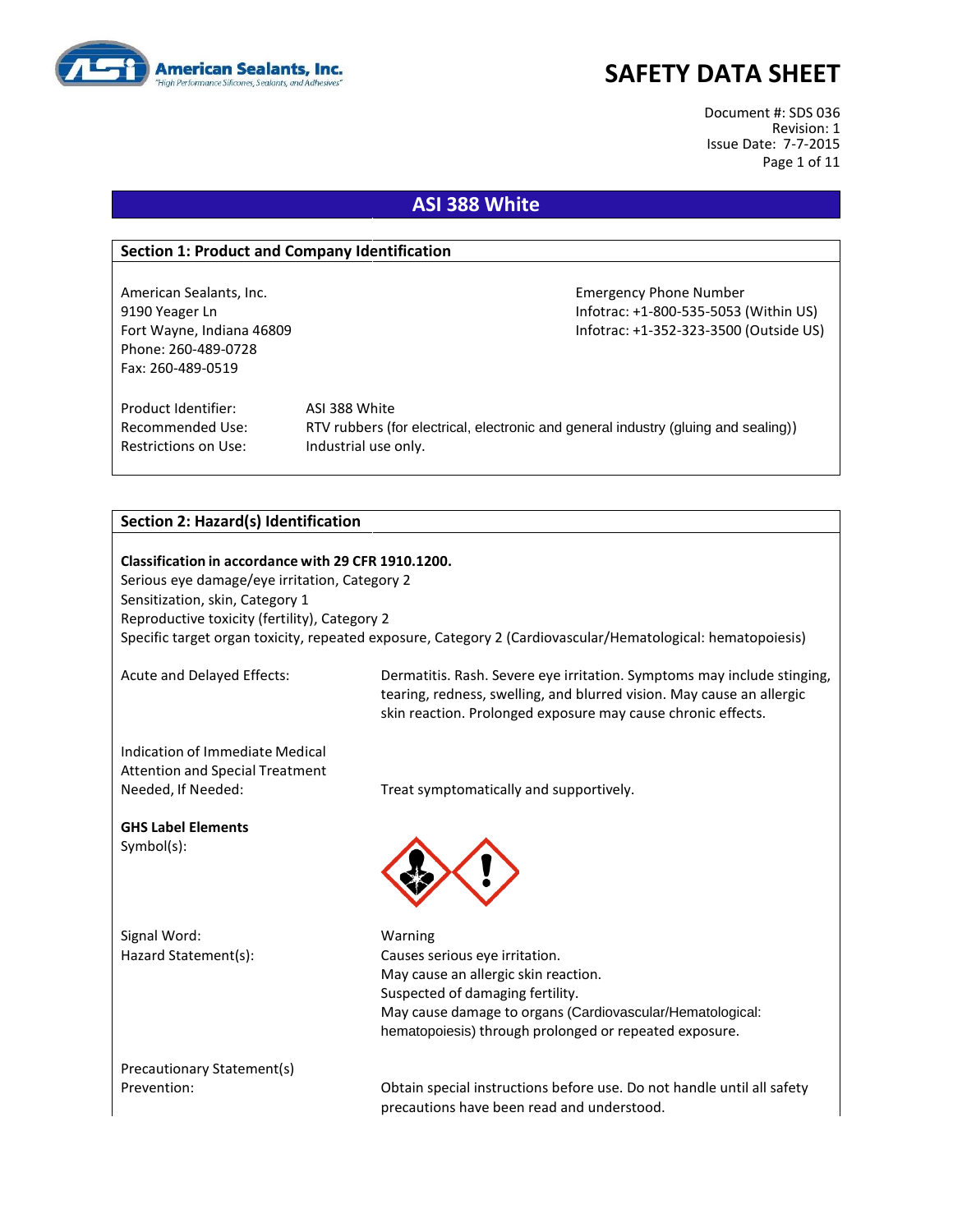# SAFETY DATA SHEET

Document #: SDS 036
Revision: 1
Issue Date: 7-7-2015

## ASI 388 White

### Section 1: Product and Company Identification

American Sealants, Inc.
9190 Yeager Ln
Fort Wayne, Indiana 46809
Phone: 260-489-0728
Fax: 260-489-0519

Emergency Phone Number
Infotrac: +1-800-535-5053 (Within US)
Infotrac: +1-352-323-3500 (Outside US)

| | |
|---|---|
| Product Identifier: | ASI 388 White |
| Recommended Use: | RTV rubbers (for electrical, electronic and general industry (gluing and sealing)) |
| Restrictions on Use: | Industrial use only. |

### Section 2: Hazard(s) Identification

**Classification in accordance with 29 CFR 1910.1200.**
Serious eye damage/eye irritation, Category 2
Sensitization, skin, Category 1
Reproductive toxicity (fertility), Category 2
Specific target organ toxicity, repeated exposure, Category 2 (Cardiovascular/Hematological: hematopoiesis)

Acute and Delayed Effects: Dermatitis. Rash. Severe eye irritation. Symptoms may include stinging, tearing, redness, swelling, and blurred vision. May cause an allergic skin reaction. Prolonged exposure may cause chronic effects.

Indication of Immediate Medical Attention and Special Treatment Needed, If Needed: Treat symptomatically and supportively.

**GHS Label Elements**
Symbol(s):

Signal Word: Warning

Hazard Statement(s):
Causes serious eye irritation.
May cause an allergic skin reaction.
Suspected of damaging fertility.
May cause damage to organs (Cardiovascular/Hematological: hematopoiesis) through prolonged or repeated exposure.

Precautionary Statement(s)
Prevention: Obtain special instructions before use. Do not handle until all safety precautions have been read and understood.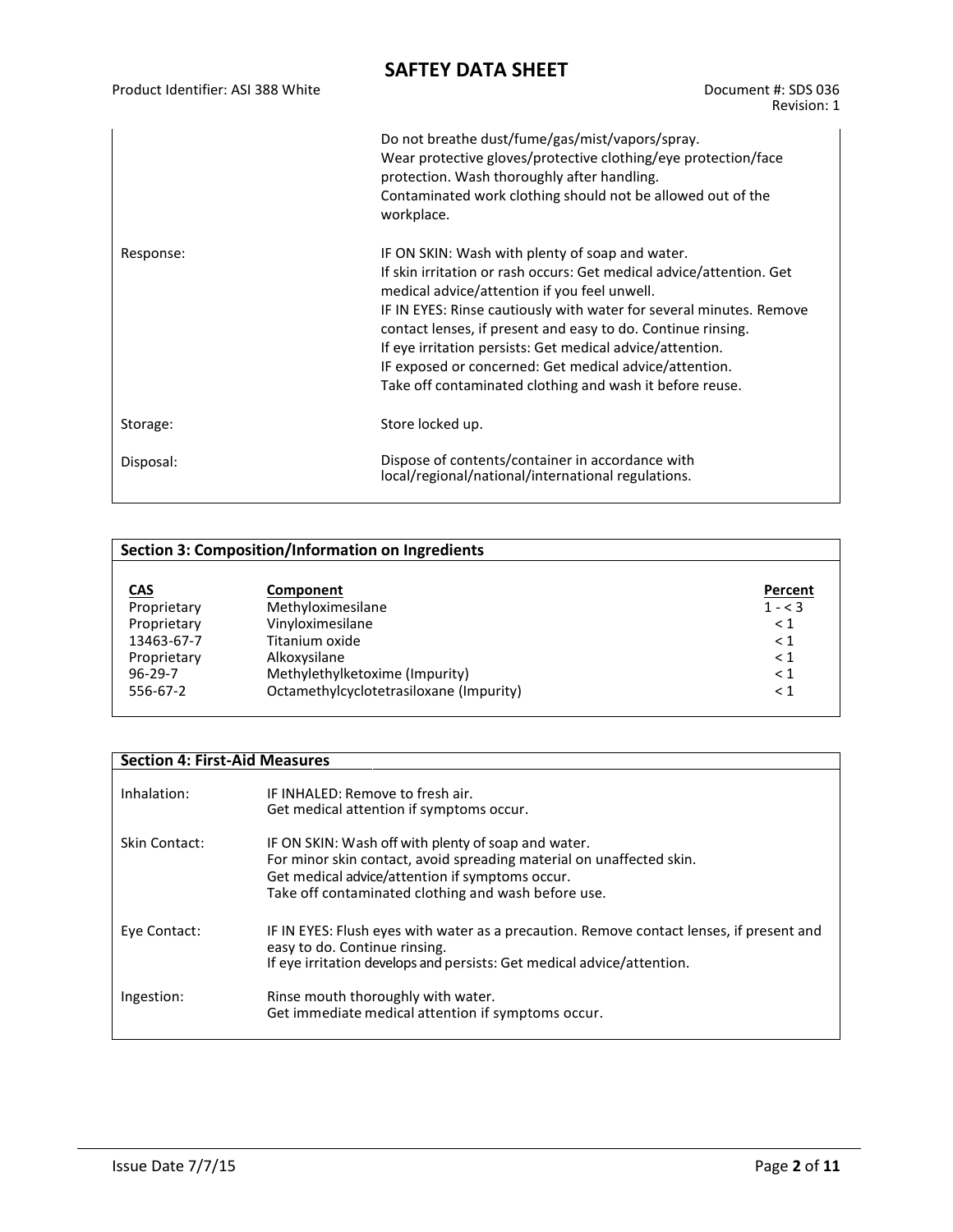| | |
|---|---|
| | Do not breathe dust/fume/gas/mist/vapors/spray.<br>Wear protective gloves/protective clothing/eye protection/face protection. Wash thoroughly after handling.<br>Contaminated work clothing should not be allowed out of the workplace. |
| Response: | IF ON SKIN: Wash with plenty of soap and water.<br>If skin irritation or rash occurs: Get medical advice/attention. Get medical advice/attention if you feel unwell.<br>IF IN EYES: Rinse cautiously with water for several minutes. Remove contact lenses, if present and easy to do. Continue rinsing.<br>If eye irritation persists: Get medical advice/attention.<br>IF exposed or concerned: Get medical advice/attention.<br>Take off contaminated clothing and wash it before reuse. |
| Storage: | Store locked up. |
| Disposal: | Dispose of contents/container in accordance with local/regional/national/international regulations. |

## Section 3: Composition/Information on Ingredients

| CAS | Component | Percent |
|---|---|---|
| Proprietary | Methyloximesilane | 1 - < 3 |
| Proprietary | Vinyloximesilane | < 1 |
| 13463-67-7 | Titanium oxide | < 1 |
| Proprietary | Alkoxysilane | < 1 |
| 96-29-7 | Methylethylketoxime (Impurity) | < 1 |
| 556-67-2 | Octamethylcyclotetrasiloxane (Impurity) | < 1 |

## Section 4: First-Aid Measures

| | |
|---|---|
| Inhalation: | IF INHALED: Remove to fresh air.<br>Get medical attention if symptoms occur. |
| Skin Contact: | IF ON SKIN: Wash off with plenty of soap and water.<br>For minor skin contact, avoid spreading material on unaffected skin.<br>Get medical advice/attention if symptoms occur.<br>Take off contaminated clothing and wash before use. |
| Eye Contact: | IF IN EYES: Flush eyes with water as a precaution. Remove contact lenses, if present and easy to do. Continue rinsing.<br>If eye irritation develops and persists: Get medical advice/attention. |
| Ingestion: | Rinse mouth thoroughly with water.<br>Get immediate medical attention if symptoms occur. |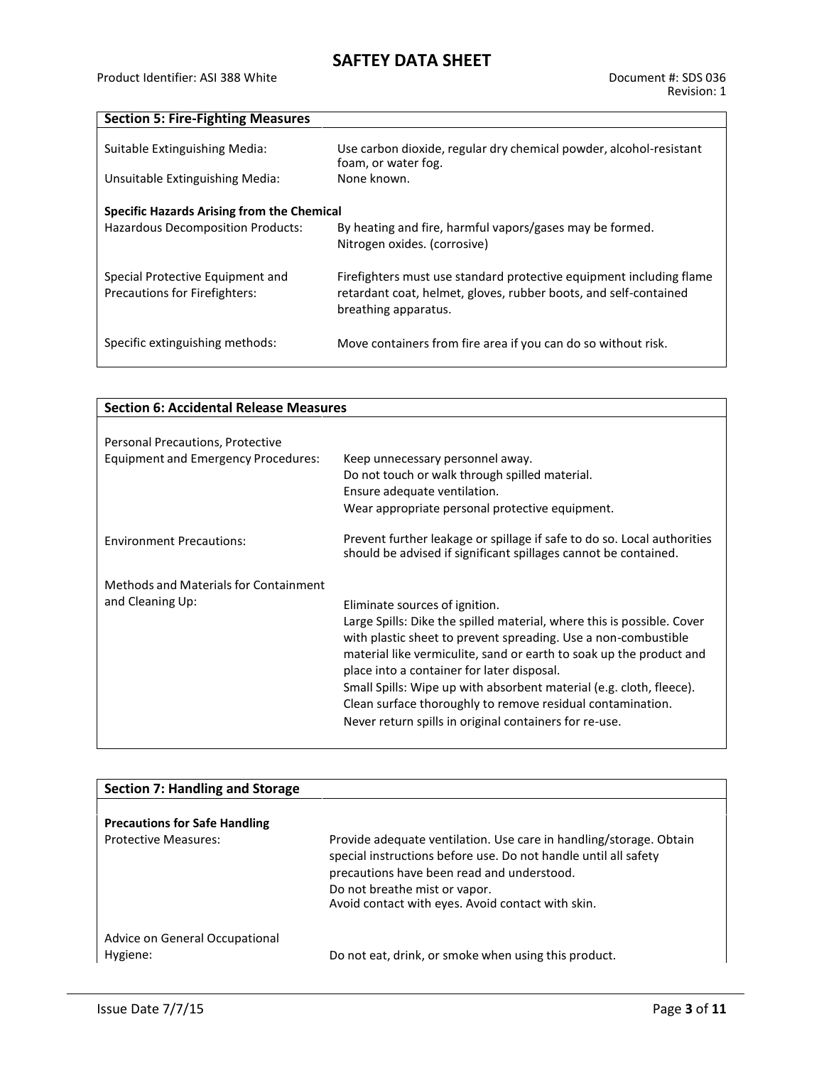## Section 5: Fire-Fighting Measures

| | |
|---|---|
| Suitable Extinguishing Media: | Use carbon dioxide, regular dry chemical powder, alcohol-resistant foam, or water fog. |
| Unsuitable Extinguishing Media: | None known. |

**Specific Hazards Arising from the Chemical**

| | |
|---|---|
| Hazardous Decomposition Products: | By heating and fire, harmful vapors/gases may be formed. Nitrogen oxides. (corrosive) |
| Special Protective Equipment and Precautions for Firefighters: | Firefighters must use standard protective equipment including flame retardant coat, helmet, gloves, rubber boots, and self-contained breathing apparatus. |
| Specific extinguishing methods: | Move containers from fire area if you can do so without risk. |

## Section 6: Accidental Release Measures

| | |
|---|---|
| Personal Precautions, Protective Equipment and Emergency Procedures: | Keep unnecessary personnel away.<br>Do not touch or walk through spilled material.<br>Ensure adequate ventilation.<br>Wear appropriate personal protective equipment. |
| Environment Precautions: | Prevent further leakage or spillage if safe to do so. Local authorities should be advised if significant spillages cannot be contained. |
| Methods and Materials for Containment and Cleaning Up: | Eliminate sources of ignition.<br>Large Spills: Dike the spilled material, where this is possible. Cover with plastic sheet to prevent spreading. Use a non-combustible material like vermiculite, sand or earth to soak up the product and place into a container for later disposal.<br>Small Spills: Wipe up with absorbent material (e.g. cloth, fleece). Clean surface thoroughly to remove residual contamination.<br>Never return spills in original containers for re-use. |

## Section 7: Handling and Storage

**Precautions for Safe Handling**

| | |
|---|---|
| Protective Measures: | Provide adequate ventilation. Use care in handling/storage. Obtain special instructions before use. Do not handle until all safety precautions have been read and understood.<br>Do not breathe mist or vapor.<br>Avoid contact with eyes. Avoid contact with skin. |
| Advice on General Occupational Hygiene: | Do not eat, drink, or smoke when using this product. |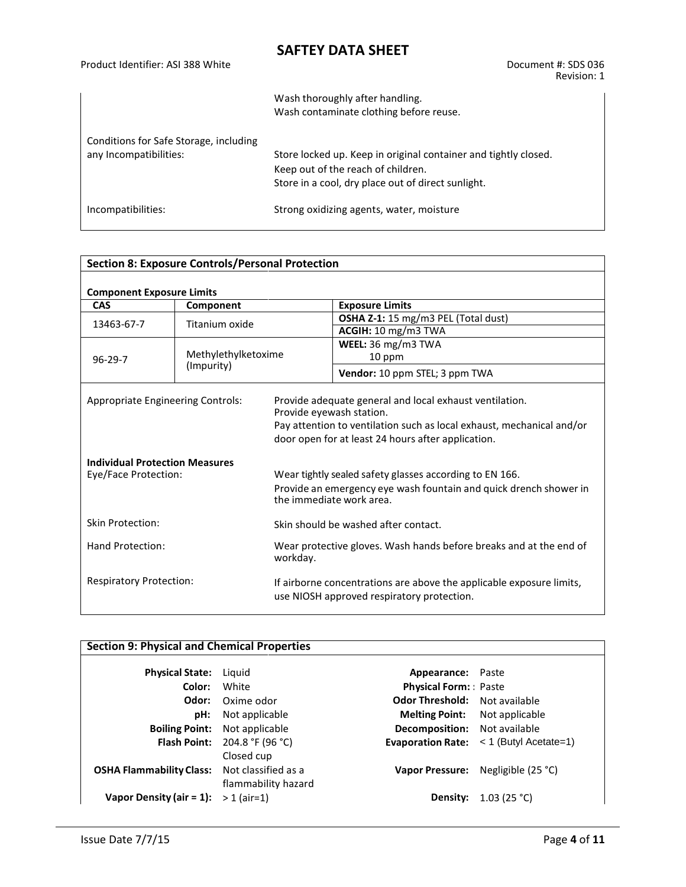| | |
|---|---|
| | Wash thoroughly after handling.<br>Wash contaminate clothing before reuse. |
| Conditions for Safe Storage, including any Incompatibilities: | Store locked up. Keep in original container and tightly closed.<br>Keep out of the reach of children.<br>Store in a cool, dry place out of direct sunlight. |
| Incompatibilities: | Strong oxidizing agents, water, moisture |

## Section 8: Exposure Controls/Personal Protection

**Component Exposure Limits**

| CAS | Component | Exposure Limits |
|---|---|---|
| 13463-67-7 | Titanium oxide | **OSHA Z-1:** 15 mg/m3 PEL (Total dust) |
| | | **ACGIH:** 10 mg/m3 TWA |
| 96-29-7 | Methylethylketoxime (Impurity) | **WEEL:** 36 mg/m3 TWA 10 ppm |
| | | **Vendor:** 10 ppm STEL; 3 ppm TWA |

| | |
|---|---|
| Appropriate Engineering Controls: | Provide adequate general and local exhaust ventilation.<br>Provide eyewash station.<br>Pay attention to ventilation such as local exhaust, mechanical and/or door open for at least 24 hours after application. |

**Individual Protection Measures**

| | |
|---|---|
| Eye/Face Protection: | Wear tightly sealed safety glasses according to EN 166.<br>Provide an emergency eye wash fountain and quick drench shower in the immediate work area. |
| Skin Protection: | Skin should be washed after contact. |
| Hand Protection: | Wear protective gloves. Wash hands before breaks and at the end of workday. |
| Respiratory Protection: | If airborne concentrations are above the applicable exposure limits, use NIOSH approved respiratory protection. |

## Section 9: Physical and Chemical Properties

| | | | |
|---|---|---|---|
| **Physical State:** | Liquid | **Appearance:** | Paste |
| **Color:** | White | **Physical Form:** | Paste |
| **Odor:** | Oxime odor | **Odor Threshold:** | Not available |
| **pH:** | Not applicable | **Melting Point:** | Not applicable |
| **Boiling Point:** | Not applicable | **Decomposition:** | Not available |
| **Flash Point:** | 204.8 °F (96 °C) Closed cup | **Evaporation Rate:** | < 1 (Butyl Acetate=1) |
| **OSHA Flammability Class:** | Not classified as a flammability hazard | **Vapor Pressure:** | Negligible (25 °C) |
| **Vapor Density (air = 1):** | > 1 (air=1) | **Density:** | 1.03 (25 °C) |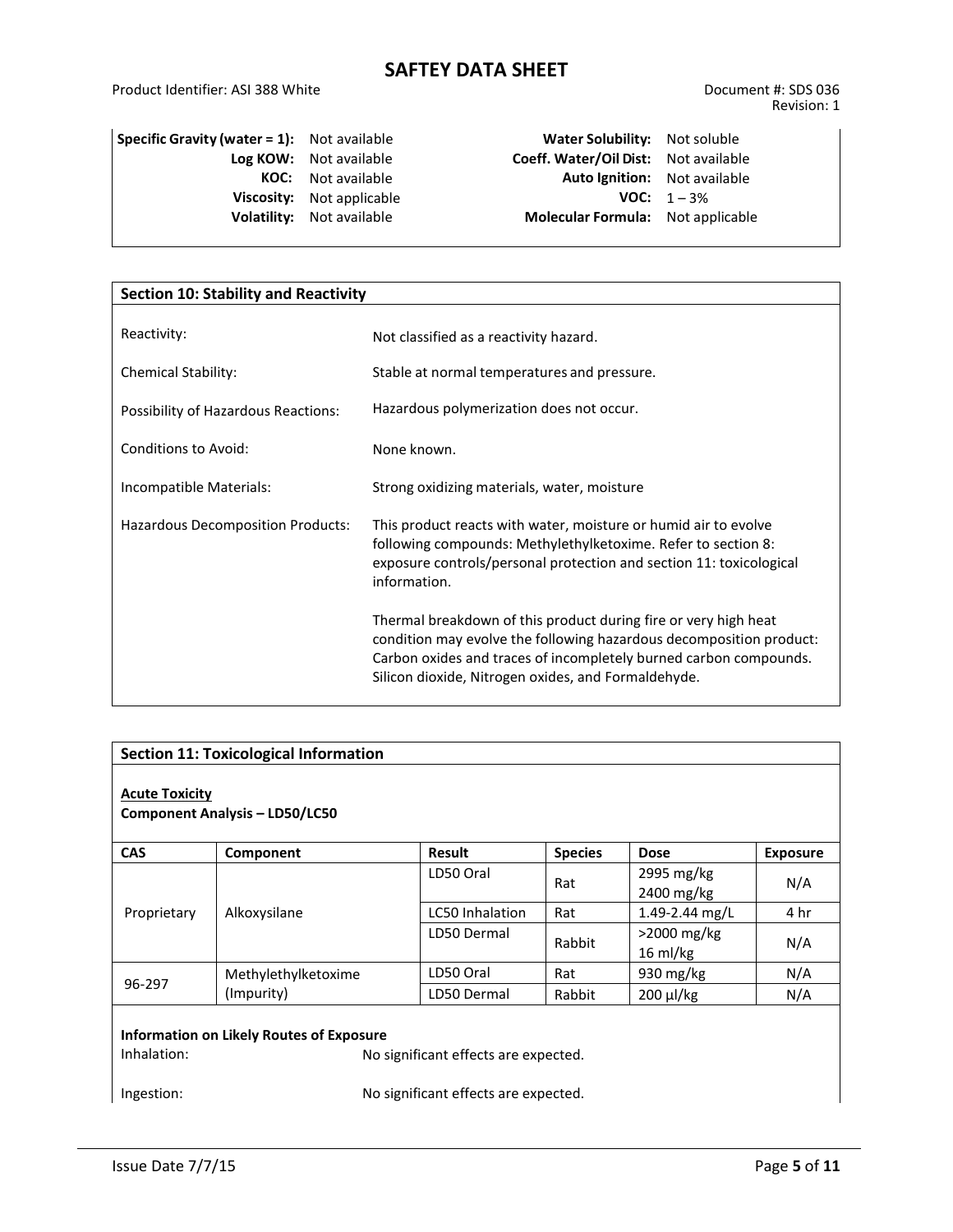| | | | |
|---|---|---|---|
| **Specific Gravity (water = 1):** | Not available | **Water Solubility:** | Not soluble |
| **Log KOW:** | Not available | **Coeff. Water/Oil Dist:** | Not available |
| **KOC:** | Not available | **Auto Ignition:** | Not available |
| **Viscosity:** | Not applicable | **VOC:** | 1 – 3% |
| **Volatility:** | Not available | **Molecular Formula:** | Not applicable |

## Section 10: Stability and Reactivity

| | |
|---|---|
| Reactivity: | Not classified as a reactivity hazard. |
| Chemical Stability: | Stable at normal temperatures and pressure. |
| Possibility of Hazardous Reactions: | Hazardous polymerization does not occur. |
| Conditions to Avoid: | None known. |
| Incompatible Materials: | Strong oxidizing materials, water, moisture |
| Hazardous Decomposition Products: | This product reacts with water, moisture or humid air to evolve following compounds: Methylethylketoxime. Refer to section 8: exposure controls/personal protection and section 11: toxicological information. |
| | Thermal breakdown of this product during fire or very high heat condition may evolve the following hazardous decomposition product: Carbon oxides and traces of incompletely burned carbon compounds. Silicon dioxide, Nitrogen oxides, and Formaldehyde. |

## Section 11: Toxicological Information

**Acute Toxicity**

**Component Analysis – LD50/LC50**

| CAS | Component | Result | Species | Dose | Exposure |
|---|---|---|---|---|---|
| Proprietary | Alkoxysilane | LD50 Oral | Rat | 2995 mg/kg<br>2400 mg/kg | N/A |
| | | LC50 Inhalation | Rat | 1.49-2.44 mg/L | 4 hr |
| | | LD50 Dermal | Rabbit | >2000 mg/kg<br>16 ml/kg | N/A |
| 96-297 | Methylethylketoxime (Impurity) | LD50 Oral | Rat | 930 mg/kg | N/A |
| | | LD50 Dermal | Rabbit | 200 µl/kg | N/A |

**Information on Likely Routes of Exposure**

| | |
|---|---|
| Inhalation: | No significant effects are expected. |
| Ingestion: | No significant effects are expected. |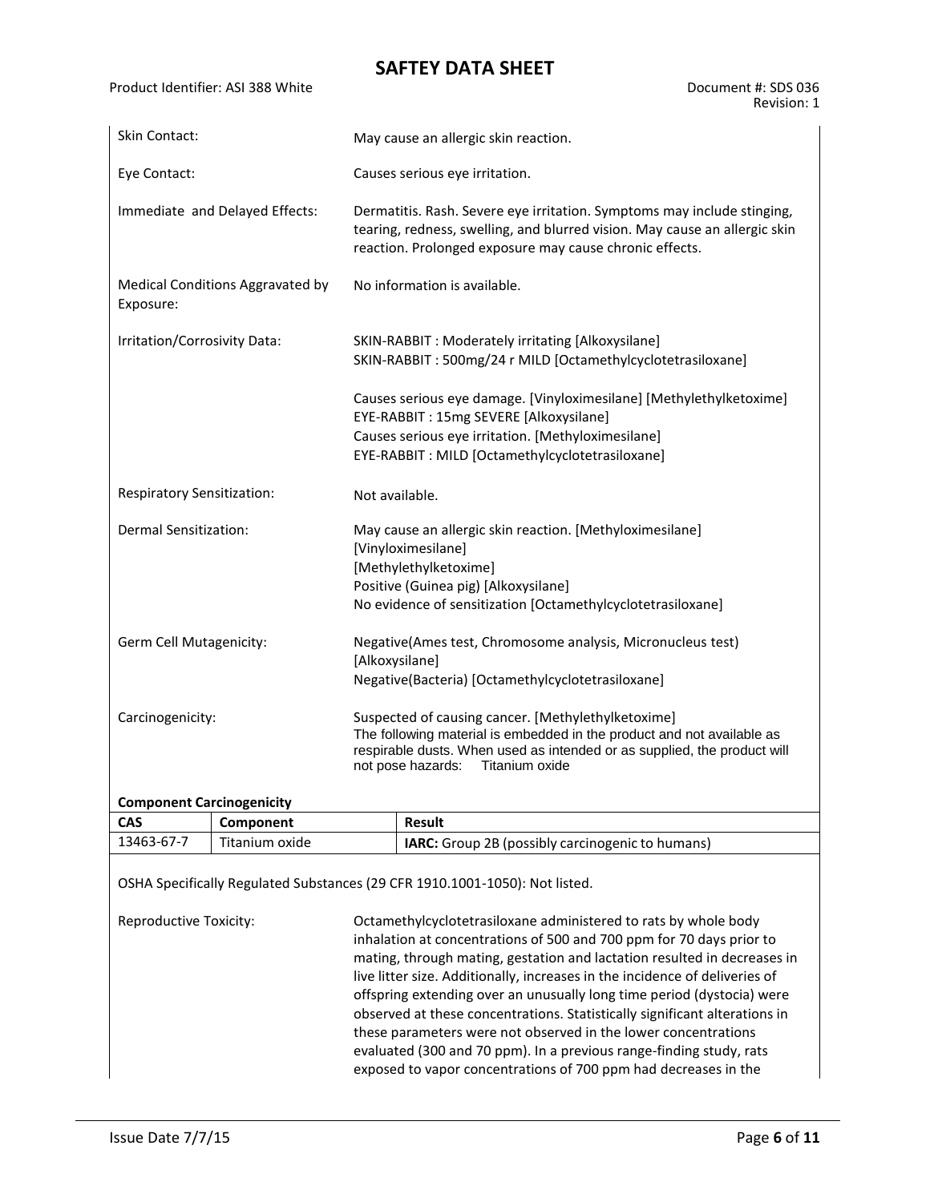| | |
|---|---|
| Skin Contact: | May cause an allergic skin reaction. |
| Eye Contact: | Causes serious eye irritation. |
| Immediate and Delayed Effects: | Dermatitis. Rash. Severe eye irritation. Symptoms may include stinging, tearing, redness, swelling, and blurred vision. May cause an allergic skin reaction. Prolonged exposure may cause chronic effects. |
| Medical Conditions Aggravated by Exposure: | No information is available. |
| Irritation/Corrosivity Data: | SKIN-RABBIT : Moderately irritating [Alkoxysilane]<br>SKIN-RABBIT : 500mg/24 r MILD [Octamethylcyclotetrasiloxane]<br><br>Causes serious eye damage. [Vinyloximesilane] [Methylethylketoxime]<br>EYE-RABBIT : 15mg SEVERE [Alkoxysilane]<br>Causes serious eye irritation. [Methyloximesilane]<br>EYE-RABBIT : MILD [Octamethylcyclotetrasiloxane] |
| Respiratory Sensitization: | Not available. |
| Dermal Sensitization: | May cause an allergic skin reaction. [Methyloximesilane]<br>[Vinyloximesilane]<br>[Methylethylketoxime]<br>Positive (Guinea pig) [Alkoxysilane]<br>No evidence of sensitization [Octamethylcyclotetrasiloxane] |
| Germ Cell Mutagenicity: | Negative(Ames test, Chromosome analysis, Micronucleus test) [Alkoxysilane]<br>Negative(Bacteria) [Octamethylcyclotetrasiloxane] |
| Carcinogenicity: | Suspected of causing cancer. [Methylethylketoxime]<br>The following material is embedded in the product and not available as respirable dusts. When used as intended or as supplied, the product will not pose hazards: Titanium oxide |

**Component Carcinogenicity**

| CAS | Component | Result |
|---|---|---|
| 13463-67-7 | Titanium oxide | **IARC:** Group 2B (possibly carcinogenic to humans) |

OSHA Specifically Regulated Substances (29 CFR 1910.1001-1050): Not listed.

| | |
|---|---|
| Reproductive Toxicity: | Octamethylcyclotetrasiloxane administered to rats by whole body inhalation at concentrations of 500 and 700 ppm for 70 days prior to mating, through mating, gestation and lactation resulted in decreases in live litter size. Additionally, increases in the incidence of deliveries of offspring extending over an unusually long time period (dystocia) were observed at these concentrations. Statistically significant alterations in these parameters were not observed in the lower concentrations evaluated (300 and 70 ppm). In a previous range-finding study, rats exposed to vapor concentrations of 700 ppm had decreases in the |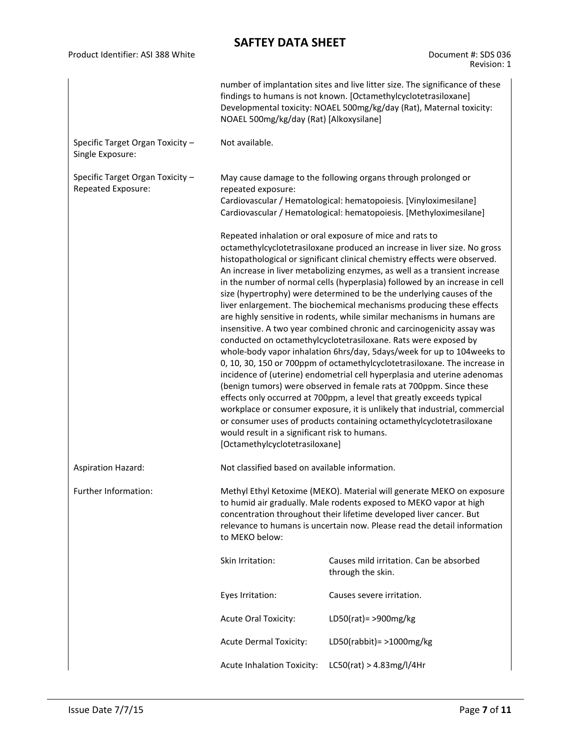| | |
|---|---|
| | number of implantation sites and live litter size. The significance of these findings to humans is not known. [Octamethylcyclotetrasiloxane] Developmental toxicity: NOAEL 500mg/kg/day (Rat), Maternal toxicity: NOAEL 500mg/kg/day (Rat) [Alkoxysilane] |
| Specific Target Organ Toxicity – Single Exposure: | Not available. |
| Specific Target Organ Toxicity – Repeated Exposure: | May cause damage to the following organs through prolonged or repeated exposure:<br>Cardiovascular / Hematological: hematopoiesis. [Vinyloximesilane]<br>Cardiovascular / Hematological: hematopoiesis. [Methyloximesilane]<br><br>Repeated inhalation or oral exposure of mice and rats to octamethylcyclotetrasiloxane produced an increase in liver size. No gross histopathological or significant clinical chemistry effects were observed. An increase in liver metabolizing enzymes, as well as a transient increase in the number of normal cells (hyperplasia) followed by an increase in cell size (hypertrophy) were determined to be the underlying causes of the liver enlargement. The biochemical mechanisms producing these effects are highly sensitive in rodents, while similar mechanisms in humans are insensitive. A two year combined chronic and carcinogenicity assay was conducted on octamethylcyclotetrasiloxane. Rats were exposed by whole-body vapor inhalation 6hrs/day, 5days/week for up to 104weeks to 0, 10, 30, 150 or 700ppm of octamethylcyclotetrasiloxane. The increase in incidence of (uterine) endometrial cell hyperplasia and uterine adenomas (benign tumors) were observed in female rats at 700ppm. Since these effects only occurred at 700ppm, a level that greatly exceeds typical workplace or consumer exposure, it is unlikely that industrial, commercial or consumer uses of products containing octamethylcyclotetrasiloxane would result in a significant risk to humans. [Octamethylcyclotetrasiloxane] |
| Aspiration Hazard: | Not classified based on available information. |
| Further Information: | Methyl Ethyl Ketoxime (MEKO). Material will generate MEKO on exposure to humid air gradually. Male rodents exposed to MEKO vapor at high concentration throughout their lifetime developed liver cancer. But relevance to humans is uncertain now. Please read the detail information to MEKO below: |

| | |
|---|---|
| Skin Irritation: | Causes mild irritation. Can be absorbed through the skin. |
| Eyes Irritation: | Causes severe irritation. |
| Acute Oral Toxicity: | LD50(rat)= >900mg/kg |
| Acute Dermal Toxicity: | LD50(rabbit)= >1000mg/kg |
| Acute Inhalation Toxicity: | LC50(rat) > 4.83mg/l/4Hr |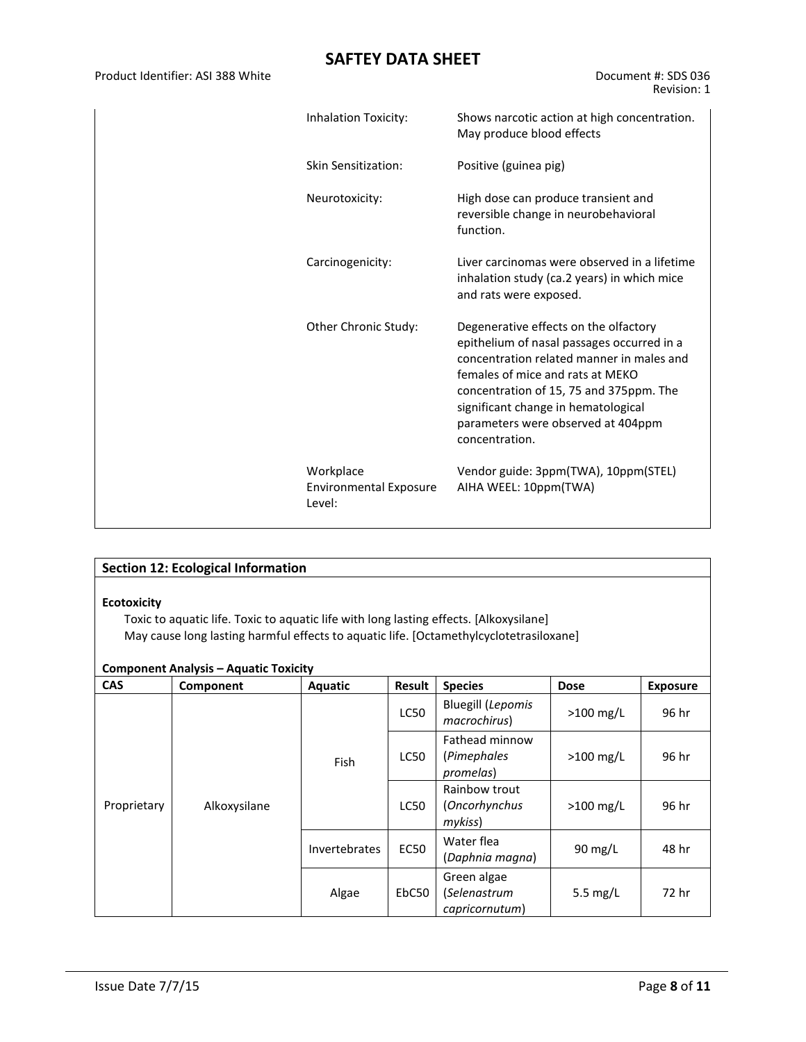| | |
|---|---|
| Inhalation Toxicity: | Shows narcotic action at high concentration. May produce blood effects |
| Skin Sensitization: | Positive (guinea pig) |
| Neurotoxicity: | High dose can produce transient and reversible change in neurobehavioral function. |
| Carcinogenicity: | Liver carcinomas were observed in a lifetime inhalation study (ca.2 years) in which mice and rats were exposed. |
| Other Chronic Study: | Degenerative effects on the olfactory epithelium of nasal passages occurred in a concentration related manner in males and females of mice and rats at MEKO concentration of 15, 75 and 375ppm. The significant change in hematological parameters were observed at 404ppm concentration. |
| Workplace Environmental Exposure Level: | Vendor guide: 3ppm(TWA), 10ppm(STEL)<br>AIHA WEEL: 10ppm(TWA) |

## Section 12: Ecological Information

**Ecotoxicity**

Toxic to aquatic life. Toxic to aquatic life with long lasting effects. [Alkoxysilane]
May cause long lasting harmful effects to aquatic life. [Octamethylcyclotetrasiloxane]

**Component Analysis – Aquatic Toxicity**

| CAS | Component | Aquatic | Result | Species | Dose | Exposure |
|---|---|---|---|---|---|---|
| Proprietary | Alkoxysilane | Fish | LC50 | Bluegill (*Lepomis macrochirus*) | >100 mg/L | 96 hr |
| | | | LC50 | Fathead minnow (*Pimephales promelas*) | >100 mg/L | 96 hr |
| | | | LC50 | Rainbow trout (*Oncorhynchus mykiss*) | >100 mg/L | 96 hr |
| | | Invertebrates | EC50 | Water flea (*Daphnia magna*) | 90 mg/L | 48 hr |
| | | Algae | EbC50 | Green algae (*Selenastrum capricornutum*) | 5.5 mg/L | 72 hr |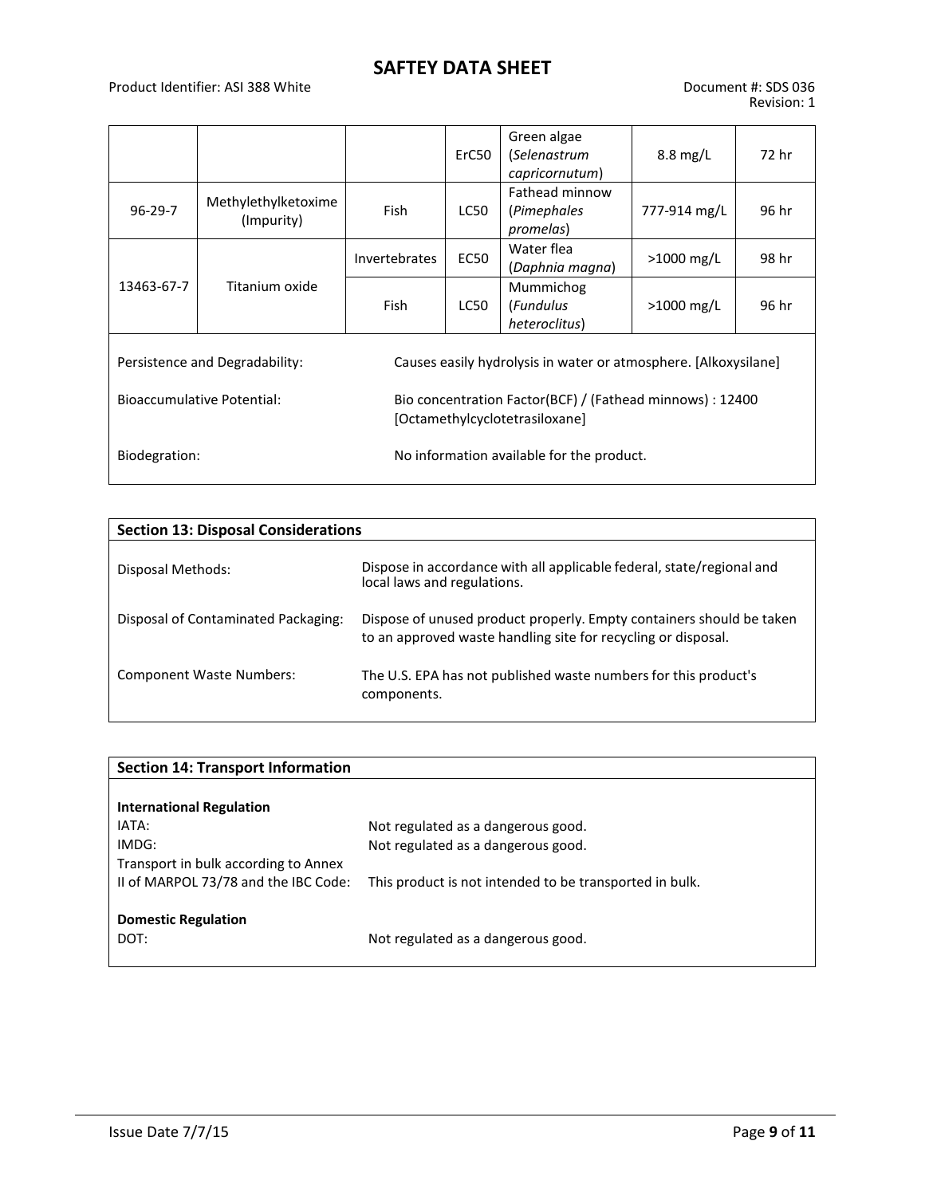| | | | | | | |
|---|---|---|---|---|---|---|
| | | | ErC50 | Green algae (*Selenastrum capricornutum*) | 8.8 mg/L | 72 hr |
| 96-29-7 | Methylethylketoxime (Impurity) | Fish | LC50 | Fathead minnow (*Pimephales promelas*) | 777-914 mg/L | 96 hr |
| 13463-67-7 | Titanium oxide | Invertebrates | EC50 | Water flea (*Daphnia magna*) | >1000 mg/L | 98 hr |
| | | Fish | LC50 | Mummichog (*Fundulus heteroclitus*) | >1000 mg/L | 96 hr |

Persistence and Degradability: Causes easily hydrolysis in water or atmosphere. [Alkoxysilane]

Bioaccumulative Potential: Bio concentration Factor(BCF) / (Fathead minnows) : 12400 [Octamethylcyclotetrasiloxane]

Biodegration: No information available for the product.

## Section 13: Disposal Considerations

Disposal Methods: Dispose in accordance with all applicable federal, state/regional and local laws and regulations.

Disposal of Contaminated Packaging: Dispose of unused product properly. Empty containers should be taken to an approved waste handling site for recycling or disposal.

Component Waste Numbers: The U.S. EPA has not published waste numbers for this product's components.

## Section 14: Transport Information

**International Regulation**

IATA: Not regulated as a dangerous good.

IMDG: Not regulated as a dangerous good.

Transport in bulk according to Annex II of MARPOL 73/78 and the IBC Code: This product is not intended to be transported in bulk.

**Domestic Regulation**

DOT: Not regulated as a dangerous good.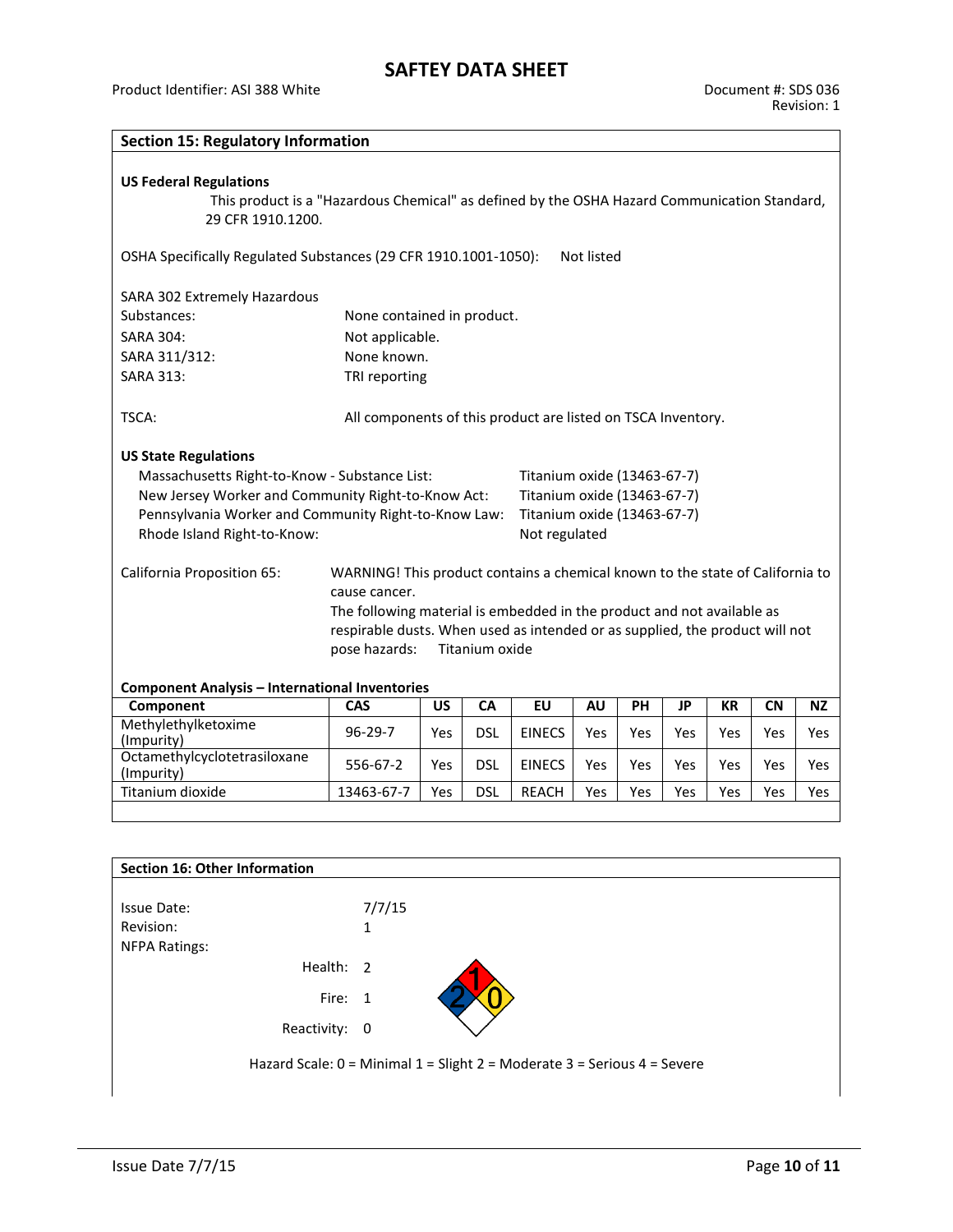# SAFTEY DATA SHEET

Product Identifier: ASI 388 White

Document #: SDS 036
Revision: 1

## Section 15: Regulatory Information

### US Federal Regulations

This product is a "Hazardous Chemical" as defined by the OSHA Hazard Communication Standard, 29 CFR 1910.1200.

OSHA Specifically Regulated Substances (29 CFR 1910.1001-1050): Not listed

SARA 302 Extremely Hazardous Substances: None contained in product.
SARA 304: Not applicable.
SARA 311/312: None known.
SARA 313: TRI reporting

TSCA: All components of this product are listed on TSCA Inventory.

### US State Regulations

Massachusetts Right-to-Know - Substance List: Titanium oxide (13463-67-7)
New Jersey Worker and Community Right-to-Know Act: Titanium oxide (13463-67-7)
Pennsylvania Worker and Community Right-to-Know Law: Titanium oxide (13463-67-7)
Rhode Island Right-to-Know: Not regulated

California Proposition 65: WARNING! This product contains a chemical known to the state of California to cause cancer.
The following material is embedded in the product and not available as respirable dusts. When used as intended or as supplied, the product will not pose hazards: Titanium oxide

### Component Analysis – International Inventories

| Component | CAS | US | CA | EU | AU | PH | JP | KR | CN | NZ |
|---|---|---|---|---|---|---|---|---|---|---|
| Methylethylketoxime (Impurity) | 96-29-7 | Yes | DSL | EINECS | Yes | Yes | Yes | Yes | Yes | Yes |
| Octamethylcyclotetrasiloxane (Impurity) | 556-67-2 | Yes | DSL | EINECS | Yes | Yes | Yes | Yes | Yes | Yes |
| Titanium dioxide | 13463-67-7 | Yes | DSL | REACH | Yes | Yes | Yes | Yes | Yes | Yes |

## Section 16: Other Information

Issue Date: 7/7/15
Revision: 1
NFPA Ratings:

Health: 2
Fire: 1
Reactivity: 0

Hazard Scale: 0 = Minimal 1 = Slight 2 = Moderate 3 = Serious 4 = Severe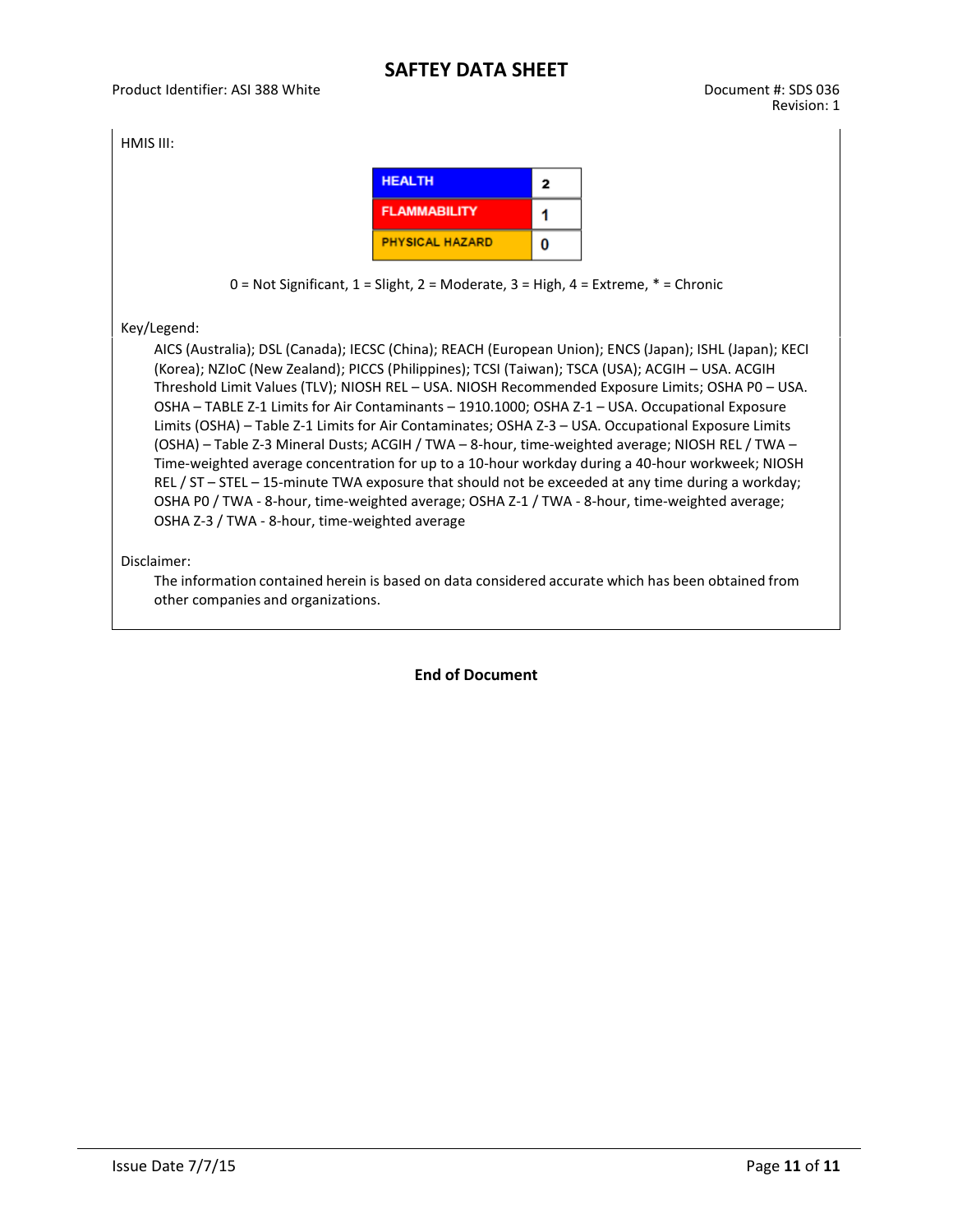HMIS III:

| | |
|---|---|
| HEALTH | 2 |
| FLAMMABILITY | 1 |
| PHYSICAL HAZARD | 0 |

0 = Not Significant, 1 = Slight, 2 = Moderate, 3 = High, 4 = Extreme, * = Chronic

Key/Legend:

AICS (Australia); DSL (Canada); IECSC (China); REACH (European Union); ENCS (Japan); ISHL (Japan); KECI (Korea); NZIoC (New Zealand); PICCS (Philippines); TCSI (Taiwan); TSCA (USA); ACGIH – USA. ACGIH Threshold Limit Values (TLV); NIOSH REL – USA. NIOSH Recommended Exposure Limits; OSHA P0 – USA. OSHA – TABLE Z-1 Limits for Air Contaminants – 1910.1000; OSHA Z-1 – USA. Occupational Exposure Limits (OSHA) – Table Z-1 Limits for Air Contaminates; OSHA Z-3 – USA. Occupational Exposure Limits (OSHA) – Table Z-3 Mineral Dusts; ACGIH / TWA – 8-hour, time-weighted average; NIOSH REL / TWA – Time-weighted average concentration for up to a 10-hour workday during a 40-hour workweek; NIOSH REL / ST – STEL – 15-minute TWA exposure that should not be exceeded at any time during a workday; OSHA P0 / TWA - 8-hour, time-weighted average; OSHA Z-1 / TWA - 8-hour, time-weighted average; OSHA Z-3 / TWA - 8-hour, time-weighted average

Disclaimer:

The information contained herein is based on data considered accurate which has been obtained from other companies and organizations.

**End of Document**